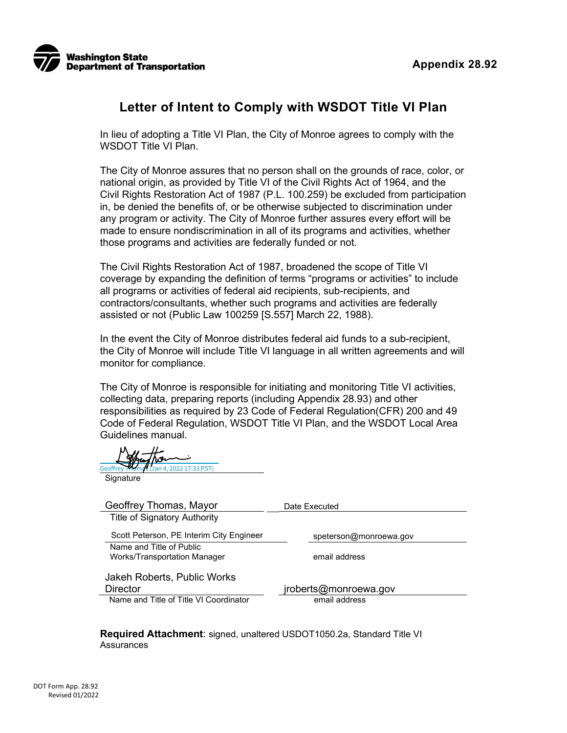Washington State Department of Transportation

**Appendix 28.92**

# Letter of Intent to Comply with WSDOT Title VI Plan

In lieu of adopting a Title VI Plan, the City of Monroe agrees to comply with the WSDOT Title VI Plan.

The City of Monroe assures that no person shall on the grounds of race, color, or national origin, as provided by Title VI of the Civil Rights Act of 1964, and the Civil Rights Restoration Act of 1987 (P.L. 100.259) be excluded from participation in, be denied the benefits of, or be otherwise subjected to discrimination under any program or activity. The City of Monroe further assures every effort will be made to ensure nondiscrimination in all of its programs and activities, whether those programs and activities are federally funded or not.

The Civil Rights Restoration Act of 1987, broadened the scope of Title VI coverage by expanding the definition of terms "programs or activities" to include all programs or activities of federal aid recipients, sub-recipients, and contractors/consultants, whether such programs and activities are federally assisted or not (Public Law 100259 [S.557] March 22, 1988).

In the event the City of Monroe distributes federal aid funds to a sub-recipient, the City of Monroe will include Title VI language in all written agreements and will monitor for compliance.

The City of Monroe is responsible for initiating and monitoring Title VI activities, collecting data, preparing reports (including Appendix 28.93) and other responsibilities as required by 23 Code of Federal Regulation(CFR) 200 and 49 Code of Federal Regulation, WSDOT Title VI Plan, and the WSDOT Local Area Guidelines manual.

Geoffrey Thomas (Jan 4, 2022 17:33 PST)
Signature

Geoffrey Thomas, Mayor
Title of Signatory Authority

Date Executed

Scott Peterson, PE Interim City Engineer
Name and Title of Public Works/Transportation Manager

speterson@monroewa.gov
email address

Jakeh Roberts, Public Works Director
Name and Title of Title VI Coordinator

jroberts@monroewa.gov
email address

**Required Attachment**: signed, unaltered USDOT1050.2a, Standard Title VI Assurances

DOT Form App. 28.92
Revised 01/2022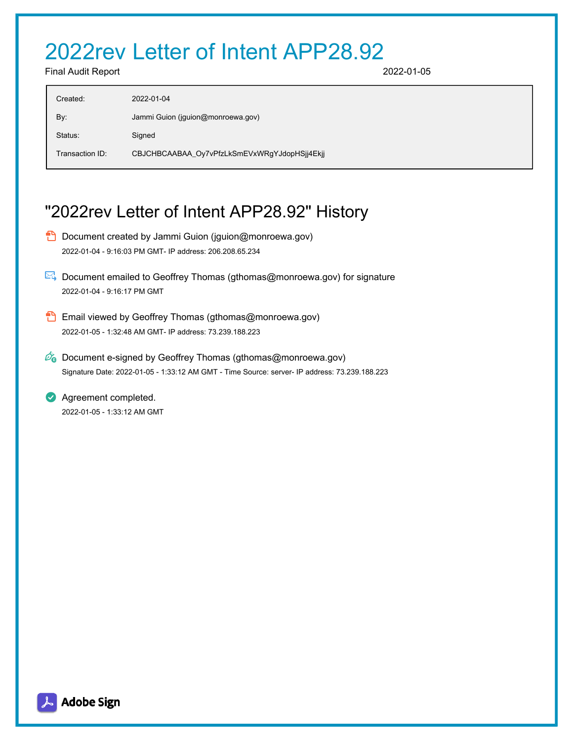# 2022rev Letter of Intent APP28.92

Final Audit Report 2022-01-05

| | |
|---|---|
| Created: | 2022-01-04 |
| By: | Jammi Guion (jguion@monroewa.gov) |
| Status: | Signed |
| Transaction ID: | CBJCHBCAABAA_Oy7vPfzLkSmEVxWRgYJdopHSjj4Ekjj |

## "2022rev Letter of Intent APP28.92" History

- Document created by Jammi Guion (jguion@monroewa.gov)
  2022-01-04 - 9:16:03 PM GMT- IP address: 206.208.65.234

- Document emailed to Geoffrey Thomas (gthomas@monroewa.gov) for signature
  2022-01-04 - 9:16:17 PM GMT

- Email viewed by Geoffrey Thomas (gthomas@monroewa.gov)
  2022-01-05 - 1:32:48 AM GMT- IP address: 73.239.188.223

- Document e-signed by Geoffrey Thomas (gthomas@monroewa.gov)
  Signature Date: 2022-01-05 - 1:33:12 AM GMT - Time Source: server- IP address: 73.239.188.223

- Agreement completed.
  2022-01-05 - 1:33:12 AM GMT

Adobe Sign